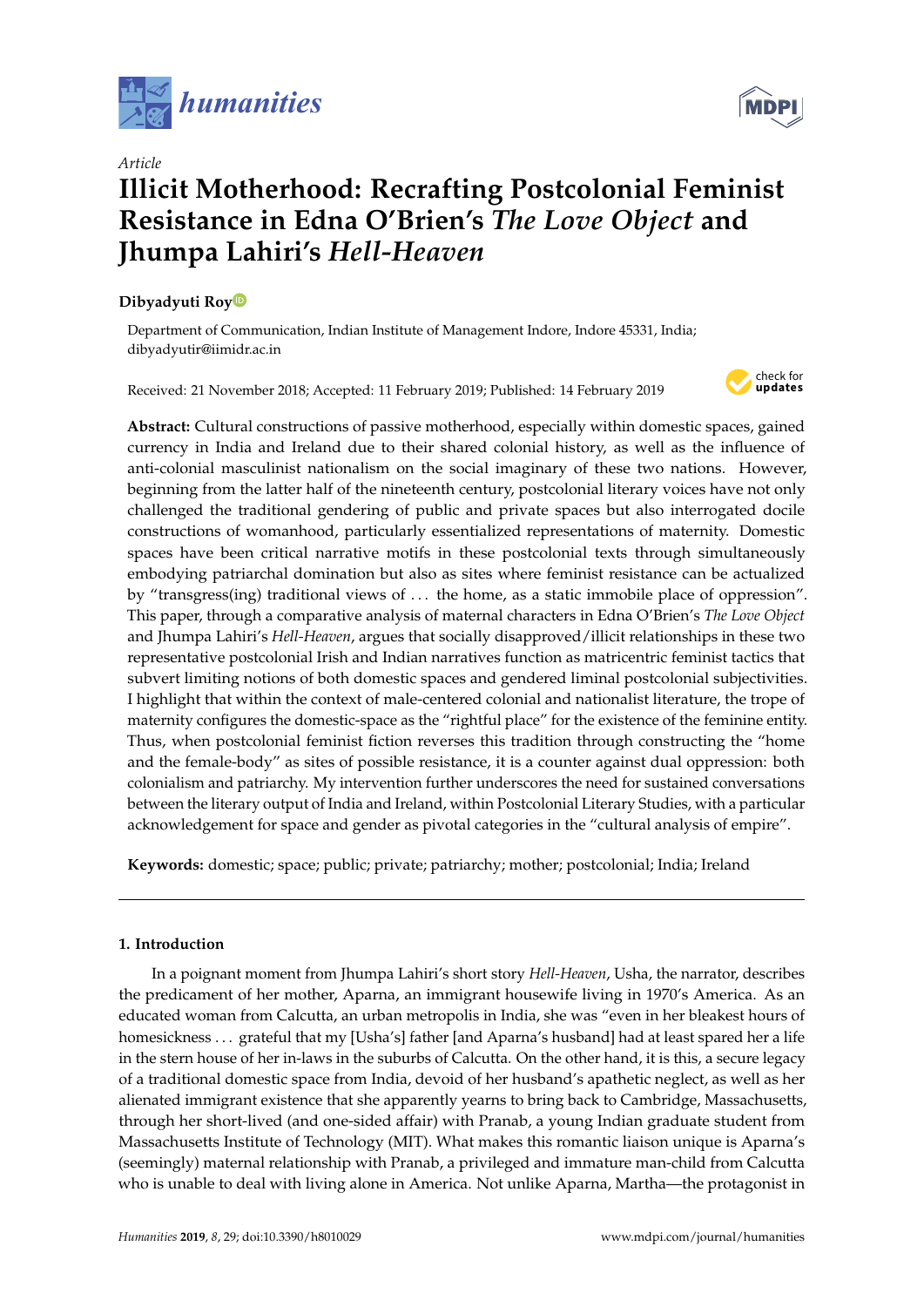*Article*

# Illicit Motherhood: Recrafting Postcolonial Feminist Resistance in Edna O'Brien's *The Love Object* and Jhumpa Lahiri's *Hell-Heaven*

**Dibyadyuti Roy**

Department of Communication, Indian Institute of Management Indore, Indore 45331, India; dibyadyutir@iimidr.ac.in

Received: 21 November 2018; Accepted: 11 February 2019; Published: 14 February 2019

**Abstract:** Cultural constructions of passive motherhood, especially within domestic spaces, gained currency in India and Ireland due to their shared colonial history, as well as the influence of anti-colonial masculinist nationalism on the social imaginary of these two nations. However, beginning from the latter half of the nineteenth century, postcolonial literary voices have not only challenged the traditional gendering of public and private spaces but also interrogated docile constructions of womanhood, particularly essentialized representations of maternity. Domestic spaces have been critical narrative motifs in these postcolonial texts through simultaneously embodying patriarchal domination but also as sites where feminist resistance can be actualized by "transgress(ing) traditional views of ... the home, as a static immobile place of oppression". This paper, through a comparative analysis of maternal characters in Edna O'Brien's *The Love Object* and Jhumpa Lahiri's *Hell-Heaven*, argues that socially disapproved/illicit relationships in these two representative postcolonial Irish and Indian narratives function as matricentric feminist tactics that subvert limiting notions of both domestic spaces and gendered liminal postcolonial subjectivities. I highlight that within the context of male-centered colonial and nationalist literature, the trope of maternity configures the domestic-space as the "rightful place" for the existence of the feminine entity. Thus, when postcolonial feminist fiction reverses this tradition through constructing the "home and the female-body" as sites of possible resistance, it is a counter against dual oppression: both colonialism and patriarchy. My intervention further underscores the need for sustained conversations between the literary output of India and Ireland, within Postcolonial Literary Studies, with a particular acknowledgement for space and gender as pivotal categories in the "cultural analysis of empire".

**Keywords:** domestic; space; public; private; patriarchy; mother; postcolonial; India; Ireland

## 1. Introduction

In a poignant moment from Jhumpa Lahiri's short story *Hell-Heaven*, Usha, the narrator, describes the predicament of her mother, Aparna, an immigrant housewife living in 1970's America. As an educated woman from Calcutta, an urban metropolis in India, she was "even in her bleakest hours of homesickness ... grateful that my [Usha's] father [and Aparna's husband] had at least spared her a life in the stern house of her in-laws in the suburbs of Calcutta. On the other hand, it is this, a secure legacy of a traditional domestic space from India, devoid of her husband's apathetic neglect, as well as her alienated immigrant existence that she apparently yearns to bring back to Cambridge, Massachusetts, through her short-lived (and one-sided affair) with Pranab, a young Indian graduate student from Massachusetts Institute of Technology (MIT). What makes this romantic liaison unique is Aparna's (seemingly) maternal relationship with Pranab, a privileged and immature man-child from Calcutta who is unable to deal with living alone in America. Not unlike Aparna, Martha—the protagonist in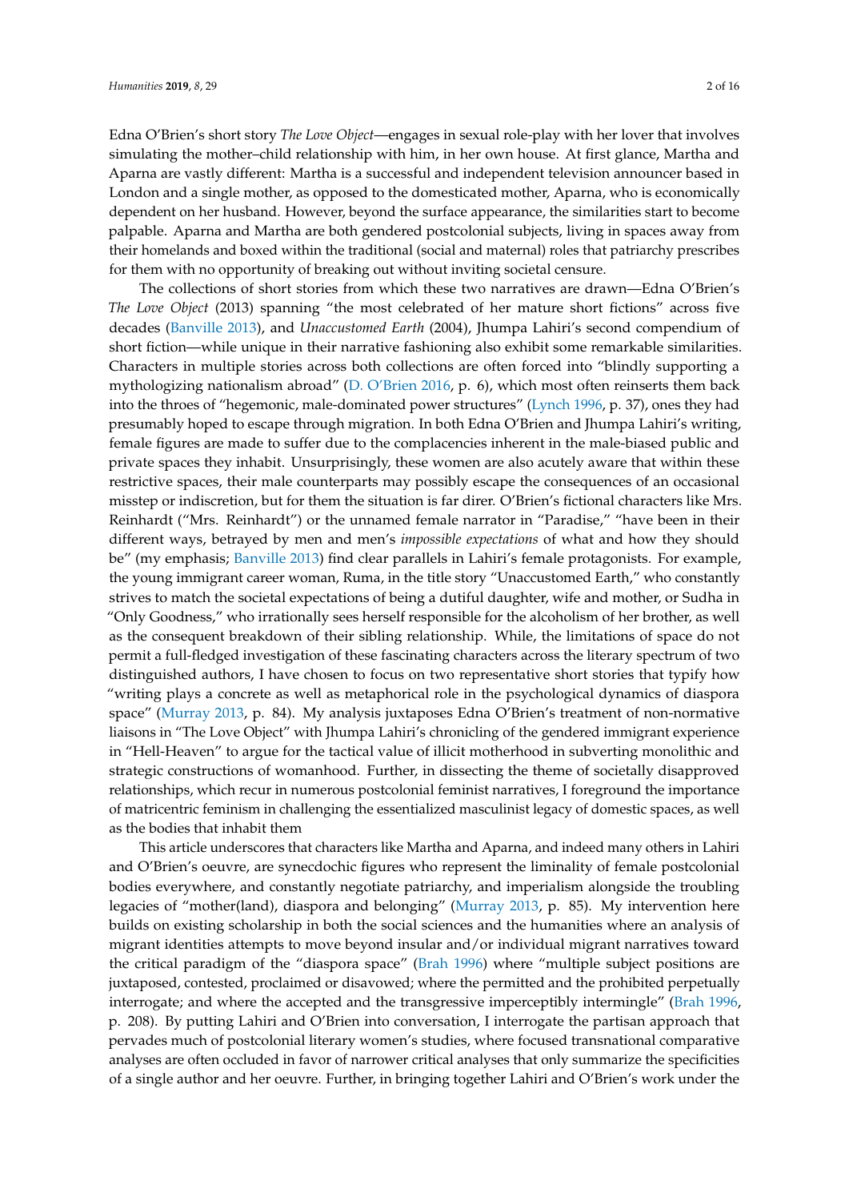Edna O'Brien's short story *The Love Object*—engages in sexual role-play with her lover that involves simulating the mother–child relationship with him, in her own house. At first glance, Martha and Aparna are vastly different: Martha is a successful and independent television announcer based in London and a single mother, as opposed to the domesticated mother, Aparna, who is economically dependent on her husband. However, beyond the surface appearance, the similarities start to become palpable. Aparna and Martha are both gendered postcolonial subjects, living in spaces away from their homelands and boxed within the traditional (social and maternal) roles that patriarchy prescribes for them with no opportunity of breaking out without inviting societal censure.

The collections of short stories from which these two narratives are drawn—Edna O'Brien's *The Love Object* (2013) spanning "the most celebrated of her mature short fictions" across five decades (Banville 2013), and *Unaccustomed Earth* (2004), Jhumpa Lahiri's second compendium of short fiction—while unique in their narrative fashioning also exhibit some remarkable similarities. Characters in multiple stories across both collections are often forced into "blindly supporting a mythologizing nationalism abroad" (D. O'Brien 2016, p. 6), which most often reinserts them back into the throes of "hegemonic, male-dominated power structures" (Lynch 1996, p. 37), ones they had presumably hoped to escape through migration. In both Edna O'Brien and Jhumpa Lahiri's writing, female figures are made to suffer due to the complacencies inherent in the male-biased public and private spaces they inhabit. Unsurprisingly, these women are also acutely aware that within these restrictive spaces, their male counterparts may possibly escape the consequences of an occasional misstep or indiscretion, but for them the situation is far direr. O'Brien's fictional characters like Mrs. Reinhardt ("Mrs. Reinhardt") or the unnamed female narrator in "Paradise," "have been in their different ways, betrayed by men and men's *impossible expectations* of what and how they should be" (my emphasis; Banville 2013) find clear parallels in Lahiri's female protagonists. For example, the young immigrant career woman, Ruma, in the title story "Unaccustomed Earth," who constantly strives to match the societal expectations of being a dutiful daughter, wife and mother, or Sudha in "Only Goodness," who irrationally sees herself responsible for the alcoholism of her brother, as well as the consequent breakdown of their sibling relationship. While, the limitations of space do not permit a full-fledged investigation of these fascinating characters across the literary spectrum of two distinguished authors, I have chosen to focus on two representative short stories that typify how "writing plays a concrete as well as metaphorical role in the psychological dynamics of diaspora space" (Murray 2013, p. 84). My analysis juxtaposes Edna O'Brien's treatment of non-normative liaisons in "The Love Object" with Jhumpa Lahiri's chronicling of the gendered immigrant experience in "Hell-Heaven" to argue for the tactical value of illicit motherhood in subverting monolithic and strategic constructions of womanhood. Further, in dissecting the theme of societally disapproved relationships, which recur in numerous postcolonial feminist narratives, I foreground the importance of matricentric feminism in challenging the essentialized masculinist legacy of domestic spaces, as well as the bodies that inhabit them

This article underscores that characters like Martha and Aparna, and indeed many others in Lahiri and O'Brien's oeuvre, are synecdochic figures who represent the liminality of female postcolonial bodies everywhere, and constantly negotiate patriarchy, and imperialism alongside the troubling legacies of "mother(land), diaspora and belonging" (Murray 2013, p. 85). My intervention here builds on existing scholarship in both the social sciences and the humanities where an analysis of migrant identities attempts to move beyond insular and/or individual migrant narratives toward the critical paradigm of the "diaspora space" (Brah 1996) where "multiple subject positions are juxtaposed, contested, proclaimed or disavowed; where the permitted and the prohibited perpetually interrogate; and where the accepted and the transgressive imperceptibly intermingle" (Brah 1996, p. 208). By putting Lahiri and O'Brien into conversation, I interrogate the partisan approach that pervades much of postcolonial literary women's studies, where focused transnational comparative analyses are often occluded in favor of narrower critical analyses that only summarize the specificities of a single author and her oeuvre. Further, in bringing together Lahiri and O'Brien's work under the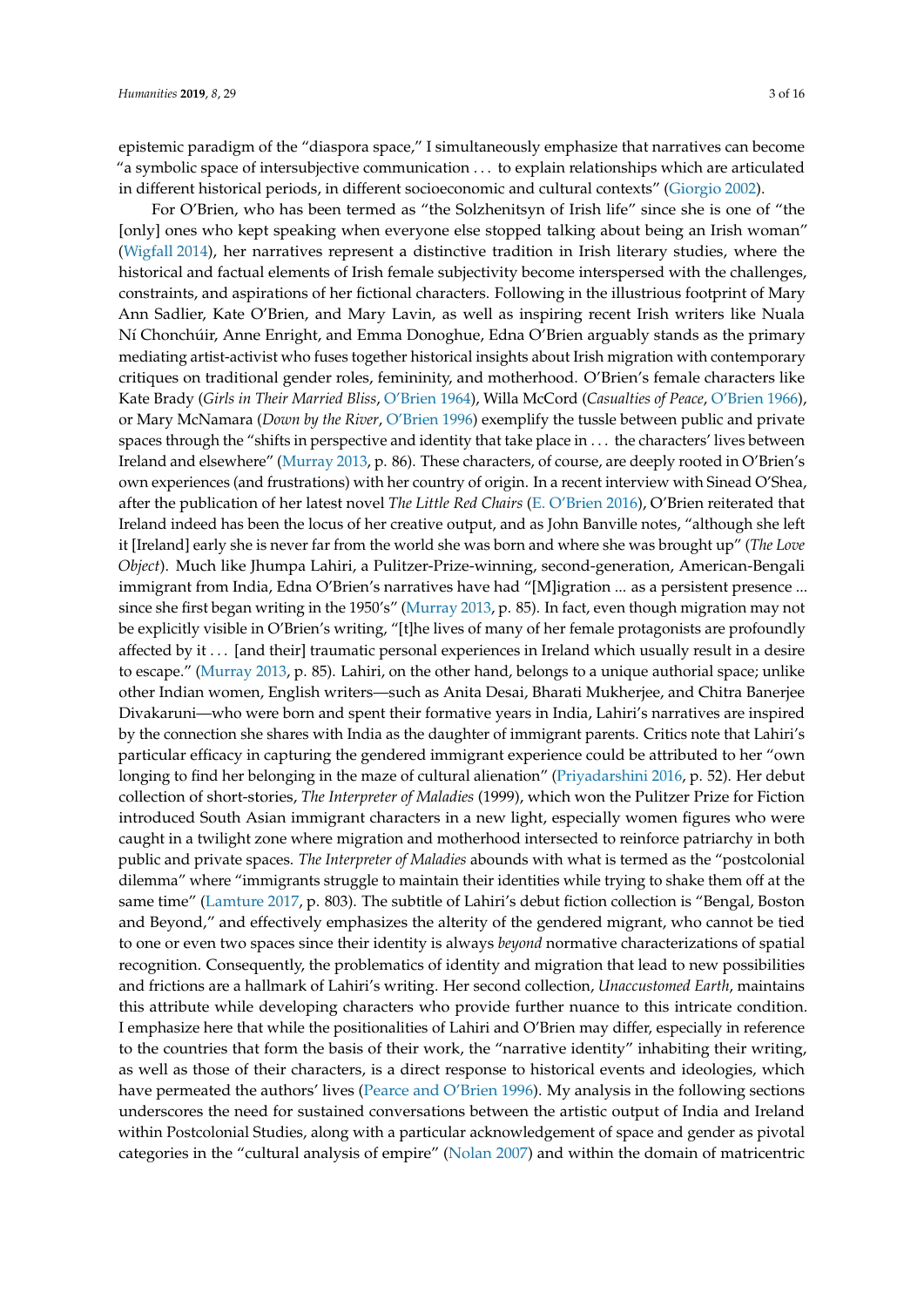epistemic paradigm of the "diaspora space," I simultaneously emphasize that narratives can become "a symbolic space of intersubjective communication . . . to explain relationships which are articulated in different historical periods, in different socioeconomic and cultural contexts" (Giorgio 2002).

For O'Brien, who has been termed as "the Solzhenitsyn of Irish life" since she is one of "the [only] ones who kept speaking when everyone else stopped talking about being an Irish woman" (Wigfall 2014), her narratives represent a distinctive tradition in Irish literary studies, where the historical and factual elements of Irish female subjectivity become interspersed with the challenges, constraints, and aspirations of her fictional characters. Following in the illustrious footprint of Mary Ann Sadlier, Kate O'Brien, and Mary Lavin, as well as inspiring recent Irish writers like Nuala Ní Chonchúir, Anne Enright, and Emma Donoghue, Edna O'Brien arguably stands as the primary mediating artist-activist who fuses together historical insights about Irish migration with contemporary critiques on traditional gender roles, femininity, and motherhood. O'Brien's female characters like Kate Brady (*Girls in Their Married Bliss*, O'Brien 1964), Willa McCord (*Casualties of Peace*, O'Brien 1966), or Mary McNamara (*Down by the River*, O'Brien 1996) exemplify the tussle between public and private spaces through the "shifts in perspective and identity that take place in . . . the characters' lives between Ireland and elsewhere" (Murray 2013, p. 86). These characters, of course, are deeply rooted in O'Brien's own experiences (and frustrations) with her country of origin. In a recent interview with Sinead O'Shea, after the publication of her latest novel *The Little Red Chairs* (E. O'Brien 2016), O'Brien reiterated that Ireland indeed has been the locus of her creative output, and as John Banville notes, "although she left it [Ireland] early she is never far from the world she was born and where she was brought up" (*The Love Object*). Much like Jhumpa Lahiri, a Pulitzer-Prize-winning, second-generation, American-Bengali immigrant from India, Edna O'Brien's narratives have had "[M]igration ... as a persistent presence ... since she first began writing in the 1950's" (Murray 2013, p. 85). In fact, even though migration may not be explicitly visible in O'Brien's writing, "[t]he lives of many of her female protagonists are profoundly affected by it . . . [and their] traumatic personal experiences in Ireland which usually result in a desire to escape." (Murray 2013, p. 85). Lahiri, on the other hand, belongs to a unique authorial space; unlike other Indian women, English writers—such as Anita Desai, Bharati Mukherjee, and Chitra Banerjee Divakaruni—who were born and spent their formative years in India, Lahiri's narratives are inspired by the connection she shares with India as the daughter of immigrant parents. Critics note that Lahiri's particular efficacy in capturing the gendered immigrant experience could be attributed to her "own longing to find her belonging in the maze of cultural alienation" (Priyadarshini 2016, p. 52). Her debut collection of short-stories, *The Interpreter of Maladies* (1999), which won the Pulitzer Prize for Fiction introduced South Asian immigrant characters in a new light, especially women figures who were caught in a twilight zone where migration and motherhood intersected to reinforce patriarchy in both public and private spaces. *The Interpreter of Maladies* abounds with what is termed as the "postcolonial dilemma" where "immigrants struggle to maintain their identities while trying to shake them off at the same time" (Lamture 2017, p. 803). The subtitle of Lahiri's debut fiction collection is "Bengal, Boston and Beyond," and effectively emphasizes the alterity of the gendered migrant, who cannot be tied to one or even two spaces since their identity is always *beyond* normative characterizations of spatial recognition. Consequently, the problematics of identity and migration that lead to new possibilities and frictions are a hallmark of Lahiri's writing. Her second collection, *Unaccustomed Earth*, maintains this attribute while developing characters who provide further nuance to this intricate condition. I emphasize here that while the positionalities of Lahiri and O'Brien may differ, especially in reference to the countries that form the basis of their work, the "narrative identity" inhabiting their writing, as well as those of their characters, is a direct response to historical events and ideologies, which have permeated the authors' lives (Pearce and O'Brien 1996). My analysis in the following sections underscores the need for sustained conversations between the artistic output of India and Ireland within Postcolonial Studies, along with a particular acknowledgement of space and gender as pivotal categories in the "cultural analysis of empire" (Nolan 2007) and within the domain of matricentric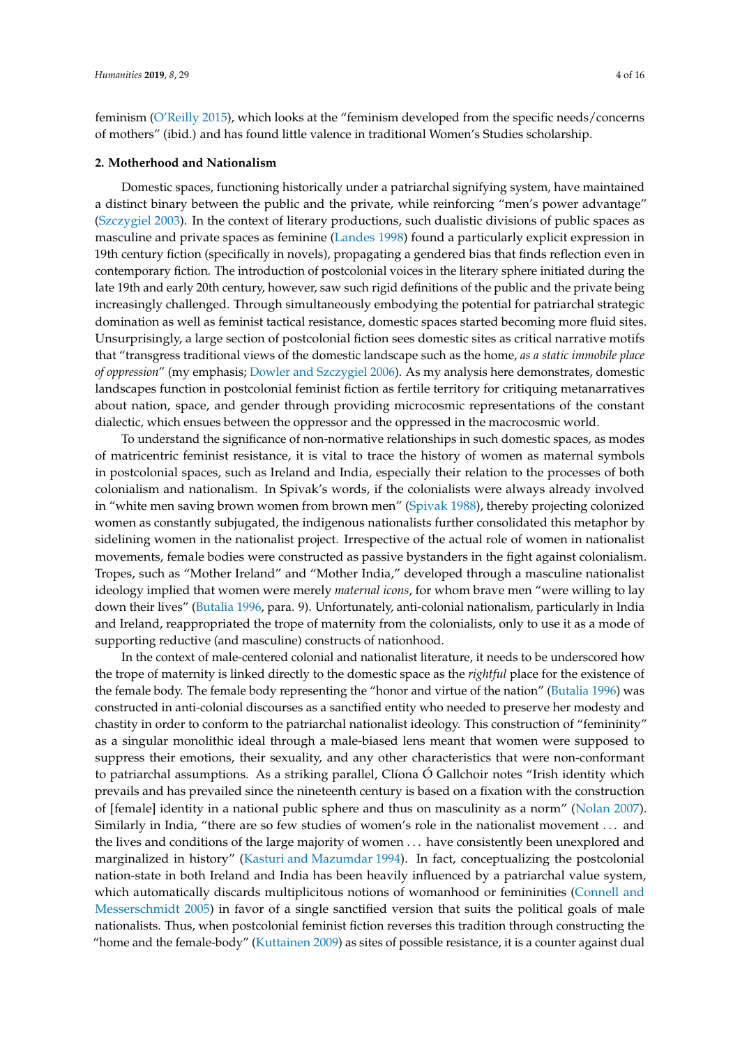feminism (O'Reilly 2015), which looks at the "feminism developed from the specific needs/concerns of mothers" (ibid.) and has found little valence in traditional Women's Studies scholarship.

## 2. Motherhood and Nationalism

Domestic spaces, functioning historically under a patriarchal signifying system, have maintained a distinct binary between the public and the private, while reinforcing "men's power advantage" (Szczygiel 2003). In the context of literary productions, such dualistic divisions of public spaces as masculine and private spaces as feminine (Landes 1998) found a particularly explicit expression in 19th century fiction (specifically in novels), propagating a gendered bias that finds reflection even in contemporary fiction. The introduction of postcolonial voices in the literary sphere initiated during the late 19th and early 20th century, however, saw such rigid definitions of the public and the private being increasingly challenged. Through simultaneously embodying the potential for patriarchal strategic domination as well as feminist tactical resistance, domestic spaces started becoming more fluid sites. Unsurprisingly, a large section of postcolonial fiction sees domestic sites as critical narrative motifs that "transgress traditional views of the domestic landscape such as the home, *as a static immobile place of oppression*" (my emphasis; Dowler and Szczygiel 2006). As my analysis here demonstrates, domestic landscapes function in postcolonial feminist fiction as fertile territory for critiquing metanarratives about nation, space, and gender through providing microcosmic representations of the constant dialectic, which ensues between the oppressor and the oppressed in the macrocosmic world.

To understand the significance of non-normative relationships in such domestic spaces, as modes of matricentric feminist resistance, it is vital to trace the history of women as maternal symbols in postcolonial spaces, such as Ireland and India, especially their relation to the processes of both colonialism and nationalism. In Spivak's words, if the colonialists were always already involved in "white men saving brown women from brown men" (Spivak 1988), thereby projecting colonized women as constantly subjugated, the indigenous nationalists further consolidated this metaphor by sidelining women in the nationalist project. Irrespective of the actual role of women in nationalist movements, female bodies were constructed as passive bystanders in the fight against colonialism. Tropes, such as "Mother Ireland" and "Mother India," developed through a masculine nationalist ideology implied that women were merely *maternal icons*, for whom brave men "were willing to lay down their lives" (Butalia 1996, para. 9). Unfortunately, anti-colonial nationalism, particularly in India and Ireland, reappropriated the trope of maternity from the colonialists, only to use it as a mode of supporting reductive (and masculine) constructs of nationhood.

In the context of male-centered colonial and nationalist literature, it needs to be underscored how the trope of maternity is linked directly to the domestic space as the *rightful* place for the existence of the female body. The female body representing the "honor and virtue of the nation" (Butalia 1996) was constructed in anti-colonial discourses as a sanctified entity who needed to preserve her modesty and chastity in order to conform to the patriarchal nationalist ideology. This construction of "femininity" as a singular monolithic ideal through a male-biased lens meant that women were supposed to suppress their emotions, their sexuality, and any other characteristics that were non-conformant to patriarchal assumptions. As a striking parallel, Clíona Ó Gallchoir notes "Irish identity which prevails and has prevailed since the nineteenth century is based on a fixation with the construction of [female] identity in a national public sphere and thus on masculinity as a norm" (Nolan 2007). Similarly in India, "there are so few studies of women's role in the nationalist movement . . . and the lives and conditions of the large majority of women . . . have consistently been unexplored and marginalized in history" (Kasturi and Mazumdar 1994). In fact, conceptualizing the postcolonial nation-state in both Ireland and India has been heavily influenced by a patriarchal value system, which automatically discards multiplicitous notions of womanhood or femininities (Connell and Messerschmidt 2005) in favor of a single sanctified version that suits the political goals of male nationalists. Thus, when postcolonial feminist fiction reverses this tradition through constructing the "home and the female-body" (Kuttainen 2009) as sites of possible resistance, it is a counter against dual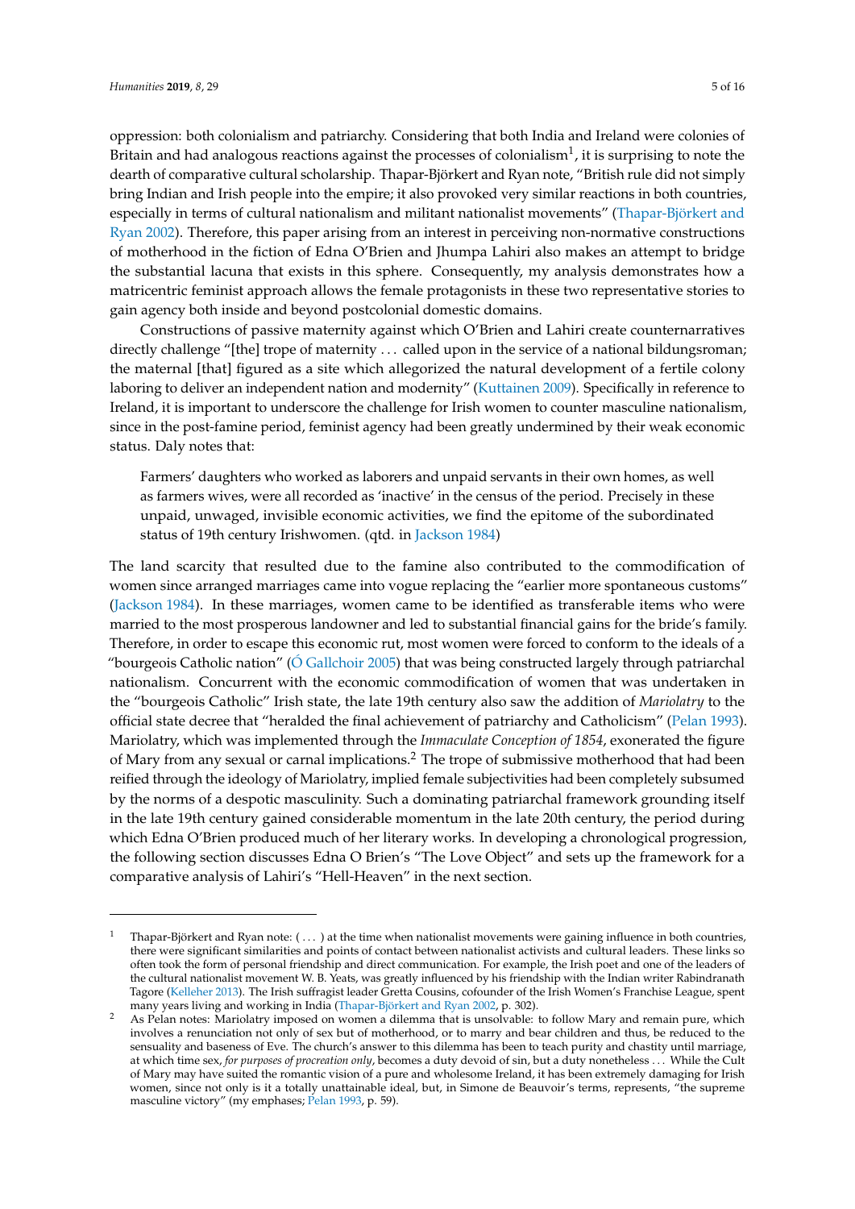oppression: both colonialism and patriarchy. Considering that both India and Ireland were colonies of Britain and had analogous reactions against the processes of colonialism[1], it is surprising to note the dearth of comparative cultural scholarship. Thapar-Björkert and Ryan note, "British rule did not simply bring Indian and Irish people into the empire; it also provoked very similar reactions in both countries, especially in terms of cultural nationalism and militant nationalist movements" (Thapar-Björkert and Ryan 2002). Therefore, this paper arising from an interest in perceiving non-normative constructions of motherhood in the fiction of Edna O'Brien and Jhumpa Lahiri also makes an attempt to bridge the substantial lacuna that exists in this sphere. Consequently, my analysis demonstrates how a matricentric feminist approach allows the female protagonists in these two representative stories to gain agency both inside and beyond postcolonial domestic domains.

Constructions of passive maternity against which O'Brien and Lahiri create counternarratives directly challenge "[the] trope of maternity ... called upon in the service of a national bildungsroman; the maternal [that] figured as a site which allegorized the natural development of a fertile colony laboring to deliver an independent nation and modernity" (Kuttainen 2009). Specifically in reference to Ireland, it is important to underscore the challenge for Irish women to counter masculine nationalism, since in the post-famine period, feminist agency had been greatly undermined by their weak economic status. Daly notes that:

> Farmers' daughters who worked as laborers and unpaid servants in their own homes, as well as farmers wives, were all recorded as 'inactive' in the census of the period. Precisely in these unpaid, unwaged, invisible economic activities, we find the epitome of the subordinated status of 19th century Irishwomen. (qtd. in Jackson 1984)

The land scarcity that resulted due to the famine also contributed to the commodification of women since arranged marriages came into vogue replacing the "earlier more spontaneous customs" (Jackson 1984). In these marriages, women came to be identified as transferable items who were married to the most prosperous landowner and led to substantial financial gains for the bride's family. Therefore, in order to escape this economic rut, most women were forced to conform to the ideals of a "bourgeois Catholic nation" (Ó Gallchoir 2005) that was being constructed largely through patriarchal nationalism. Concurrent with the economic commodification of women that was undertaken in the "bourgeois Catholic" Irish state, the late 19th century also saw the addition of *Mariolatry* to the official state decree that "heralded the final achievement of patriarchy and Catholicism" (Pelan 1993). Mariolatry, which was implemented through the *Immaculate Conception of 1854*, exonerated the figure of Mary from any sexual or carnal implications.[2] The trope of submissive motherhood that had been reified through the ideology of Mariolatry, implied female subjectivities had been completely subsumed by the norms of a despotic masculinity. Such a dominating patriarchal framework grounding itself in the late 19th century gained considerable momentum in the late 20th century, the period during which Edna O'Brien produced much of her literary works. In developing a chronological progression, the following section discusses Edna O Brien's "The Love Object" and sets up the framework for a comparative analysis of Lahiri's "Hell-Heaven" in the next section.

---

[1] Thapar-Björkert and Ryan note: ( ... ) at the time when nationalist movements were gaining influence in both countries, there were significant similarities and points of contact between nationalist activists and cultural leaders. These links so often took the form of personal friendship and direct communication. For example, the Irish poet and one of the leaders of the cultural nationalist movement W. B. Yeats, was greatly influenced by his friendship with the Indian writer Rabindranath Tagore (Kelleher 2013). The Irish suffragist leader Gretta Cousins, cofounder of the Irish Women's Franchise League, spent many years living and working in India (Thapar-Björkert and Ryan 2002, p. 302).

[2] As Pelan notes: Mariolatry imposed on women a dilemma that is unsolvable: to follow Mary and remain pure, which involves a renunciation not only of sex but of motherhood, or to marry and bear children and thus, be reduced to the sensuality and baseness of Eve. The church's answer to this dilemma has been to teach purity and chastity until marriage, at which time sex, *for purposes of procreation only*, becomes a duty devoid of sin, but a duty nonetheless ... While the Cult of Mary may have suited the romantic vision of a pure and wholesome Ireland, it has been extremely damaging for Irish women, since not only is it a totally unattainable ideal, but, in Simone de Beauvoir's terms, represents, "the supreme masculine victory" (my emphases; Pelan 1993, p. 59).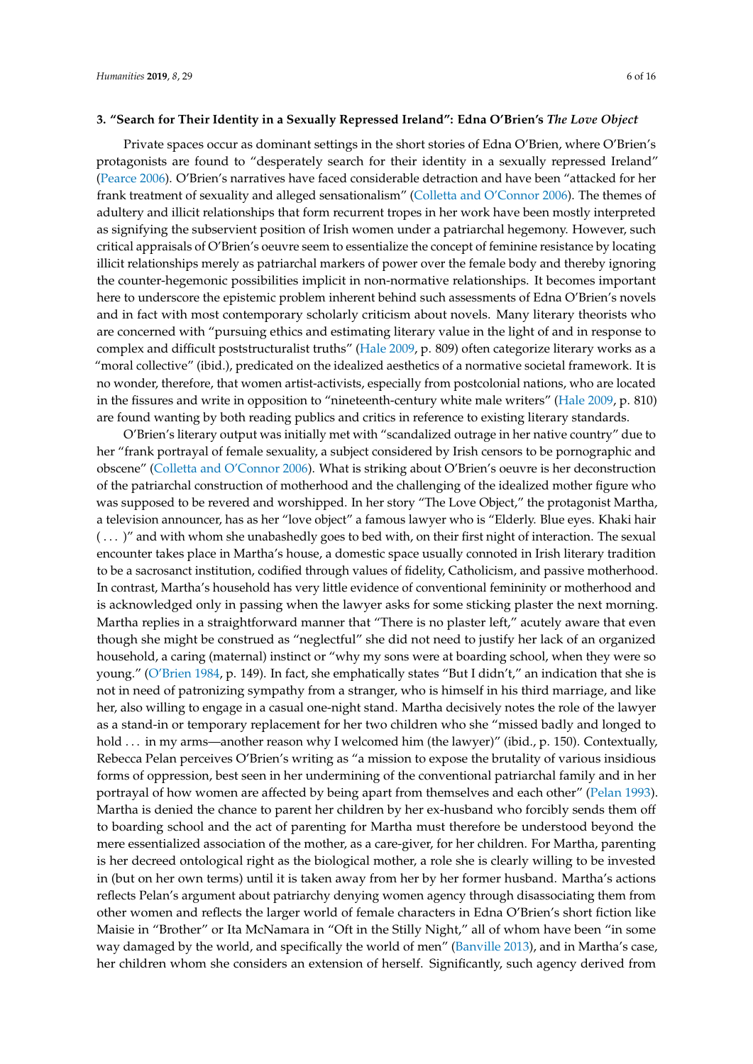### 3. "Search for Their Identity in a Sexually Repressed Ireland": Edna O'Brien's *The Love Object*

Private spaces occur as dominant settings in the short stories of Edna O'Brien, where O'Brien's protagonists are found to "desperately search for their identity in a sexually repressed Ireland" (Pearce 2006). O'Brien's narratives have faced considerable detraction and have been "attacked for her frank treatment of sexuality and alleged sensationalism" (Colletta and O'Connor 2006). The themes of adultery and illicit relationships that form recurrent tropes in her work have been mostly interpreted as signifying the subservient position of Irish women under a patriarchal hegemony. However, such critical appraisals of O'Brien's oeuvre seem to essentialize the concept of feminine resistance by locating illicit relationships merely as patriarchal markers of power over the female body and thereby ignoring the counter-hegemonic possibilities implicit in non-normative relationships. It becomes important here to underscore the epistemic problem inherent behind such assessments of Edna O'Brien's novels and in fact with most contemporary scholarly criticism about novels. Many literary theorists who are concerned with "pursuing ethics and estimating literary value in the light of and in response to complex and difficult poststructuralist truths" (Hale 2009, p. 809) often categorize literary works as a "moral collective" (ibid.), predicated on the idealized aesthetics of a normative societal framework. It is no wonder, therefore, that women artist-activists, especially from postcolonial nations, who are located in the fissures and write in opposition to "nineteenth-century white male writers" (Hale 2009, p. 810) are found wanting by both reading publics and critics in reference to existing literary standards.

O'Brien's literary output was initially met with "scandalized outrage in her native country" due to her "frank portrayal of female sexuality, a subject considered by Irish censors to be pornographic and obscene" (Colletta and O'Connor 2006). What is striking about O'Brien's oeuvre is her deconstruction of the patriarchal construction of motherhood and the challenging of the idealized mother figure who was supposed to be revered and worshipped. In her story "The Love Object," the protagonist Martha, a television announcer, has as her "love object" a famous lawyer who is "Elderly. Blue eyes. Khaki hair (...)" and with whom she unabashedly goes to bed with, on their first night of interaction. The sexual encounter takes place in Martha's house, a domestic space usually connoted in Irish literary tradition to be a sacrosanct institution, codified through values of fidelity, Catholicism, and passive motherhood. In contrast, Martha's household has very little evidence of conventional femininity or motherhood and is acknowledged only in passing when the lawyer asks for some sticking plaster the next morning. Martha replies in a straightforward manner that "There is no plaster left," acutely aware that even though she might be construed as "neglectful" she did not need to justify her lack of an organized household, a caring (maternal) instinct or "why my sons were at boarding school, when they were so young." (O'Brien 1984, p. 149). In fact, she emphatically states "But I didn't," an indication that she is not in need of patronizing sympathy from a stranger, who is himself in his third marriage, and like her, also willing to engage in a casual one-night stand. Martha decisively notes the role of the lawyer as a stand-in or temporary replacement for her two children who she "missed badly and longed to hold ... in my arms—another reason why I welcomed him (the lawyer)" (ibid., p. 150). Contextually, Rebecca Pelan perceives O'Brien's writing as "a mission to expose the brutality of various insidious forms of oppression, best seen in her undermining of the conventional patriarchal family and in her portrayal of how women are affected by being apart from themselves and each other" (Pelan 1993). Martha is denied the chance to parent her children by her ex-husband who forcibly sends them off to boarding school and the act of parenting for Martha must therefore be understood beyond the mere essentialized association of the mother, as a care-giver, for her children. For Martha, parenting is her decreed ontological right as the biological mother, a role she is clearly willing to be invested in (but on her own terms) until it is taken away from her by her former husband. Martha's actions reflects Pelan's argument about patriarchy denying women agency through disassociating them from other women and reflects the larger world of female characters in Edna O'Brien's short fiction like Maisie in "Brother" or Ita McNamara in "Oft in the Stilly Night," all of whom have been "in some way damaged by the world, and specifically the world of men" (Banville 2013), and in Martha's case, her children whom she considers an extension of herself. Significantly, such agency derived from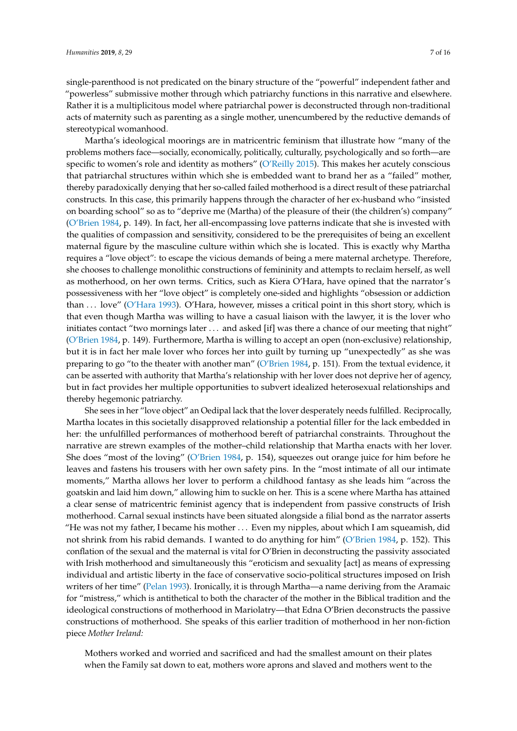single-parenthood is not predicated on the binary structure of the "powerful" independent father and "powerless" submissive mother through which patriarchy functions in this narrative and elsewhere. Rather it is a multiplicitous model where patriarchal power is deconstructed through non-traditional acts of maternity such as parenting as a single mother, unencumbered by the reductive demands of stereotypical womanhood.

Martha's ideological moorings are in matricentric feminism that illustrate how "many of the problems mothers face—socially, economically, politically, culturally, psychologically and so forth—are specific to women's role and identity as mothers" (O'Reilly 2015). This makes her acutely conscious that patriarchal structures within which she is embedded want to brand her as a "failed" mother, thereby paradoxically denying that her so-called failed motherhood is a direct result of these patriarchal constructs. In this case, this primarily happens through the character of her ex-husband who "insisted on boarding school" so as to "deprive me (Martha) of the pleasure of their (the children's) company" (O'Brien 1984, p. 149). In fact, her all-encompassing love patterns indicate that she is invested with the qualities of compassion and sensitivity, considered to be the prerequisites of being an excellent maternal figure by the masculine culture within which she is located. This is exactly why Martha requires a "love object": to escape the vicious demands of being a mere maternal archetype. Therefore, she chooses to challenge monolithic constructions of femininity and attempts to reclaim herself, as well as motherhood, on her own terms. Critics, such as Kiera O'Hara, have opined that the narrator's possessiveness with her "love object" is completely one-sided and highlights "obsession or addiction than ... love" (O'Hara 1993). O'Hara, however, misses a critical point in this short story, which is that even though Martha was willing to have a casual liaison with the lawyer, it is the lover who initiates contact "two mornings later ... and asked [if] was there a chance of our meeting that night" (O'Brien 1984, p. 149). Furthermore, Martha is willing to accept an open (non-exclusive) relationship, but it is in fact her male lover who forces her into guilt by turning up "unexpectedly" as she was preparing to go "to the theater with another man" (O'Brien 1984, p. 151). From the textual evidence, it can be asserted with authority that Martha's relationship with her lover does not deprive her of agency, but in fact provides her multiple opportunities to subvert idealized heterosexual relationships and thereby hegemonic patriarchy.

She sees in her "love object" an Oedipal lack that the lover desperately needs fulfilled. Reciprocally, Martha locates in this societally disapproved relationship a potential filler for the lack embedded in her: the unfulfilled performances of motherhood bereft of patriarchal constraints. Throughout the narrative are strewn examples of the mother–child relationship that Martha enacts with her lover. She does "most of the loving" (O'Brien 1984, p. 154), squeezes out orange juice for him before he leaves and fastens his trousers with her own safety pins. In the "most intimate of all our intimate moments," Martha allows her lover to perform a childhood fantasy as she leads him "across the goatskin and laid him down," allowing him to suckle on her. This is a scene where Martha has attained a clear sense of matricentric feminist agency that is independent from passive constructs of Irish motherhood. Carnal sexual instincts have been situated alongside a filial bond as the narrator asserts "He was not my father, I became his mother ... Even my nipples, about which I am squeamish, did not shrink from his rabid demands. I wanted to do anything for him" (O'Brien 1984, p. 152). This conflation of the sexual and the maternal is vital for O'Brien in deconstructing the passivity associated with Irish motherhood and simultaneously this "eroticism and sexuality [act] as means of expressing individual and artistic liberty in the face of conservative socio-political structures imposed on Irish writers of her time" (Pelan 1993). Ironically, it is through Martha—a name deriving from the Aramaic for "mistress," which is antithetical to both the character of the mother in the Biblical tradition and the ideological constructions of motherhood in Mariolatry—that Edna O'Brien deconstructs the passive constructions of motherhood. She speaks of this earlier tradition of motherhood in her non-fiction piece *Mother Ireland:*

> Mothers worked and worried and sacrificed and had the smallest amount on their plates when the Family sat down to eat, mothers wore aprons and slaved and mothers went to the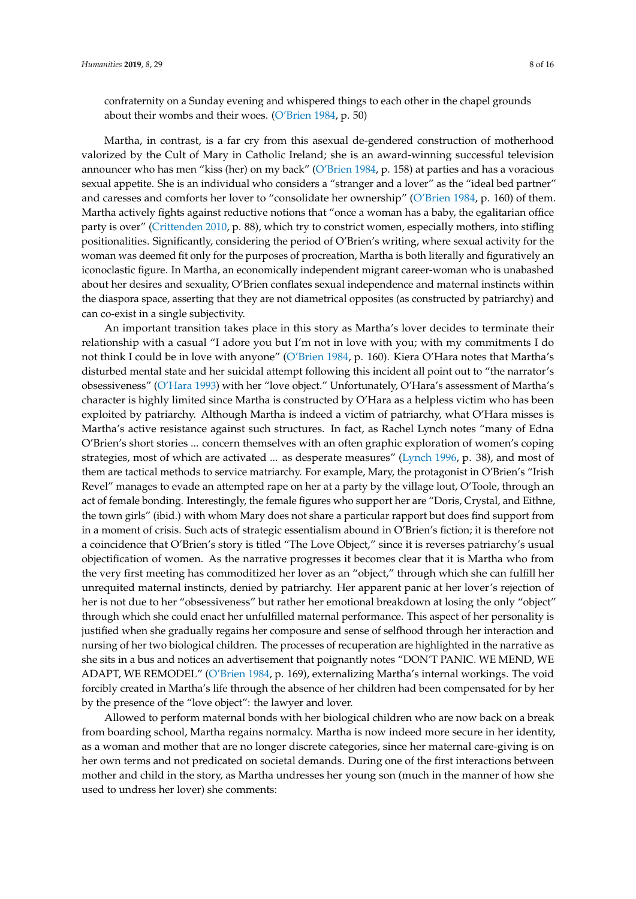confraternity on a Sunday evening and whispered things to each other in the chapel grounds about their wombs and their woes. (O'Brien 1984, p. 50)

Martha, in contrast, is a far cry from this asexual de-gendered construction of motherhood valorized by the Cult of Mary in Catholic Ireland; she is an award-winning successful television announcer who has men "kiss (her) on my back" (O'Brien 1984, p. 158) at parties and has a voracious sexual appetite. She is an individual who considers a "stranger and a lover" as the "ideal bed partner" and caresses and comforts her lover to "consolidate her ownership" (O'Brien 1984, p. 160) of them. Martha actively fights against reductive notions that "once a woman has a baby, the egalitarian office party is over" (Crittenden 2010, p. 88), which try to constrict women, especially mothers, into stifling positionalities. Significantly, considering the period of O'Brien's writing, where sexual activity for the woman was deemed fit only for the purposes of procreation, Martha is both literally and figuratively an iconoclastic figure. In Martha, an economically independent migrant career-woman who is unabashed about her desires and sexuality, O'Brien conflates sexual independence and maternal instincts within the diaspora space, asserting that they are not diametrical opposites (as constructed by patriarchy) and can co-exist in a single subjectivity.

An important transition takes place in this story as Martha's lover decides to terminate their relationship with a casual "I adore you but I'm not in love with you; with my commitments I do not think I could be in love with anyone" (O'Brien 1984, p. 160). Kiera O'Hara notes that Martha's disturbed mental state and her suicidal attempt following this incident all point out to "the narrator's obsessiveness" (O'Hara 1993) with her "love object." Unfortunately, O'Hara's assessment of Martha's character is highly limited since Martha is constructed by O'Hara as a helpless victim who has been exploited by patriarchy. Although Martha is indeed a victim of patriarchy, what O'Hara misses is Martha's active resistance against such structures. In fact, as Rachel Lynch notes "many of Edna O'Brien's short stories ... concern themselves with an often graphic exploration of women's coping strategies, most of which are activated ... as desperate measures" (Lynch 1996, p. 38), and most of them are tactical methods to service matriarchy. For example, Mary, the protagonist in O'Brien's "Irish Revel" manages to evade an attempted rape on her at a party by the village lout, O'Toole, through an act of female bonding. Interestingly, the female figures who support her are "Doris, Crystal, and Eithne, the town girls" (ibid.) with whom Mary does not share a particular rapport but does find support from in a moment of crisis. Such acts of strategic essentialism abound in O'Brien's fiction; it is therefore not a coincidence that O'Brien's story is titled "The Love Object," since it is reverses patriarchy's usual objectification of women. As the narrative progresses it becomes clear that it is Martha who from the very first meeting has commoditized her lover as an "object," through which she can fulfill her unrequited maternal instincts, denied by patriarchy. Her apparent panic at her lover's rejection of her is not due to her "obsessiveness" but rather her emotional breakdown at losing the only "object" through which she could enact her unfulfilled maternal performance. This aspect of her personality is justified when she gradually regains her composure and sense of selfhood through her interaction and nursing of her two biological children. The processes of recuperation are highlighted in the narrative as she sits in a bus and notices an advertisement that poignantly notes "DON'T PANIC. WE MEND, WE ADAPT, WE REMODEL" (O'Brien 1984, p. 169), externalizing Martha's internal workings. The void forcibly created in Martha's life through the absence of her children had been compensated for by her by the presence of the "love object": the lawyer and lover.

Allowed to perform maternal bonds with her biological children who are now back on a break from boarding school, Martha regains normalcy. Martha is now indeed more secure in her identity, as a woman and mother that are no longer discrete categories, since her maternal care-giving is on her own terms and not predicated on societal demands. During one of the first interactions between mother and child in the story, as Martha undresses her young son (much in the manner of how she used to undress her lover) she comments: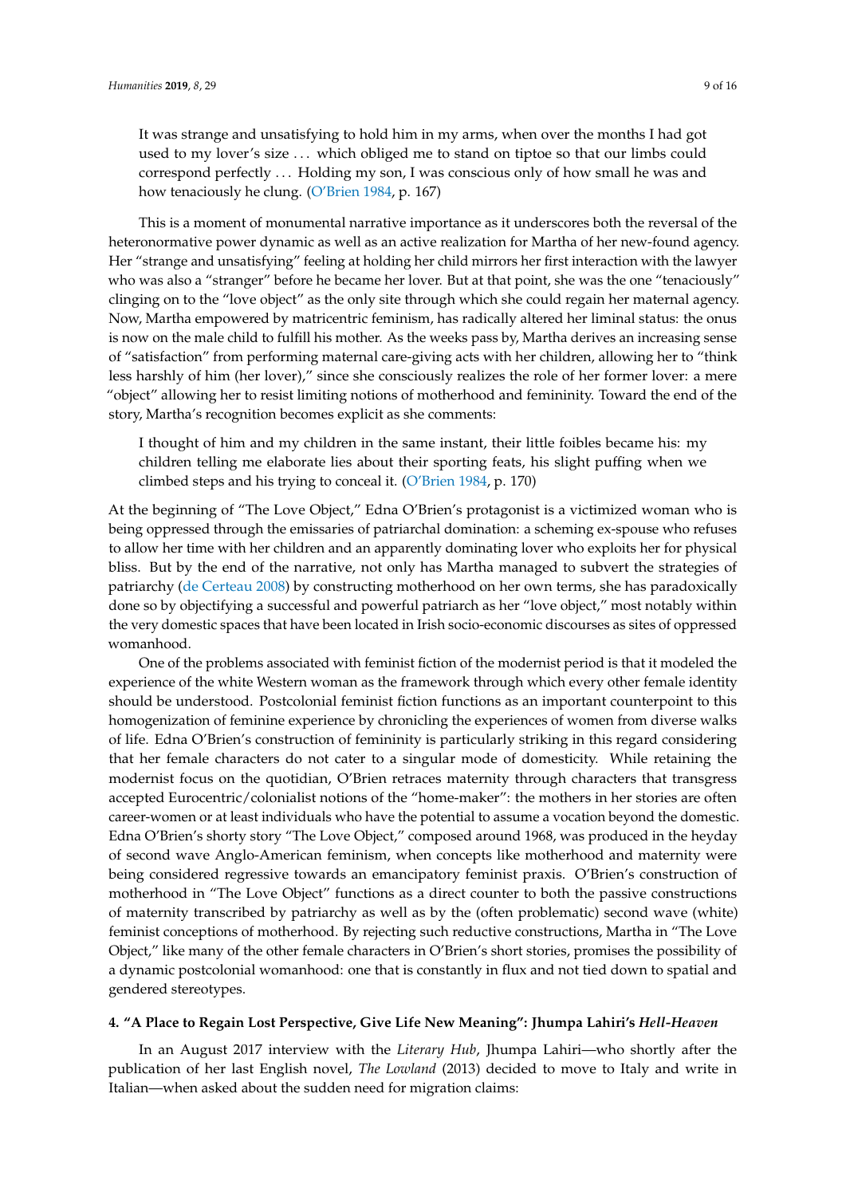> It was strange and unsatisfying to hold him in my arms, when over the months I had got used to my lover's size . . . which obliged me to stand on tiptoe so that our limbs could correspond perfectly . . . Holding my son, I was conscious only of how small he was and how tenaciously he clung. (O'Brien 1984, p. 167)

This is a moment of monumental narrative importance as it underscores both the reversal of the heteronormative power dynamic as well as an active realization for Martha of her new-found agency. Her "strange and unsatisfying" feeling at holding her child mirrors her first interaction with the lawyer who was also a "stranger" before he became her lover. But at that point, she was the one "tenaciously" clinging on to the "love object" as the only site through which she could regain her maternal agency. Now, Martha empowered by matricentric feminism, has radically altered her liminal status: the onus is now on the male child to fulfill his mother. As the weeks pass by, Martha derives an increasing sense of "satisfaction" from performing maternal care-giving acts with her children, allowing her to "think less harshly of him (her lover)," since she consciously realizes the role of her former lover: a mere "object" allowing her to resist limiting notions of motherhood and femininity. Toward the end of the story, Martha's recognition becomes explicit as she comments:

> I thought of him and my children in the same instant, their little foibles became his: my children telling me elaborate lies about their sporting feats, his slight puffing when we climbed steps and his trying to conceal it. (O'Brien 1984, p. 170)

At the beginning of "The Love Object," Edna O'Brien's protagonist is a victimized woman who is being oppressed through the emissaries of patriarchal domination: a scheming ex-spouse who refuses to allow her time with her children and an apparently dominating lover who exploits her for physical bliss. But by the end of the narrative, not only has Martha managed to subvert the strategies of patriarchy (de Certeau 2008) by constructing motherhood on her own terms, she has paradoxically done so by objectifying a successful and powerful patriarch as her "love object," most notably within the very domestic spaces that have been located in Irish socio-economic discourses as sites of oppressed womanhood.

One of the problems associated with feminist fiction of the modernist period is that it modeled the experience of the white Western woman as the framework through which every other female identity should be understood. Postcolonial feminist fiction functions as an important counterpoint to this homogenization of feminine experience by chronicling the experiences of women from diverse walks of life. Edna O'Brien's construction of femininity is particularly striking in this regard considering that her female characters do not cater to a singular mode of domesticity. While retaining the modernist focus on the quotidian, O'Brien retraces maternity through characters that transgress accepted Eurocentric/colonialist notions of the "home-maker": the mothers in her stories are often career-women or at least individuals who have the potential to assume a vocation beyond the domestic. Edna O'Brien's shorty story "The Love Object," composed around 1968, was produced in the heyday of second wave Anglo-American feminism, when concepts like motherhood and maternity were being considered regressive towards an emancipatory feminist praxis. O'Brien's construction of motherhood in "The Love Object" functions as a direct counter to both the passive constructions of maternity transcribed by patriarchy as well as by the (often problematic) second wave (white) feminist conceptions of motherhood. By rejecting such reductive constructions, Martha in "The Love Object," like many of the other female characters in O'Brien's short stories, promises the possibility of a dynamic postcolonial womanhood: one that is constantly in flux and not tied down to spatial and gendered stereotypes.

## 4. "A Place to Regain Lost Perspective, Give Life New Meaning": Jhumpa Lahiri's *Hell-Heaven*

In an August 2017 interview with the *Literary Hub*, Jhumpa Lahiri—who shortly after the publication of her last English novel, *The Lowland* (2013) decided to move to Italy and write in Italian—when asked about the sudden need for migration claims: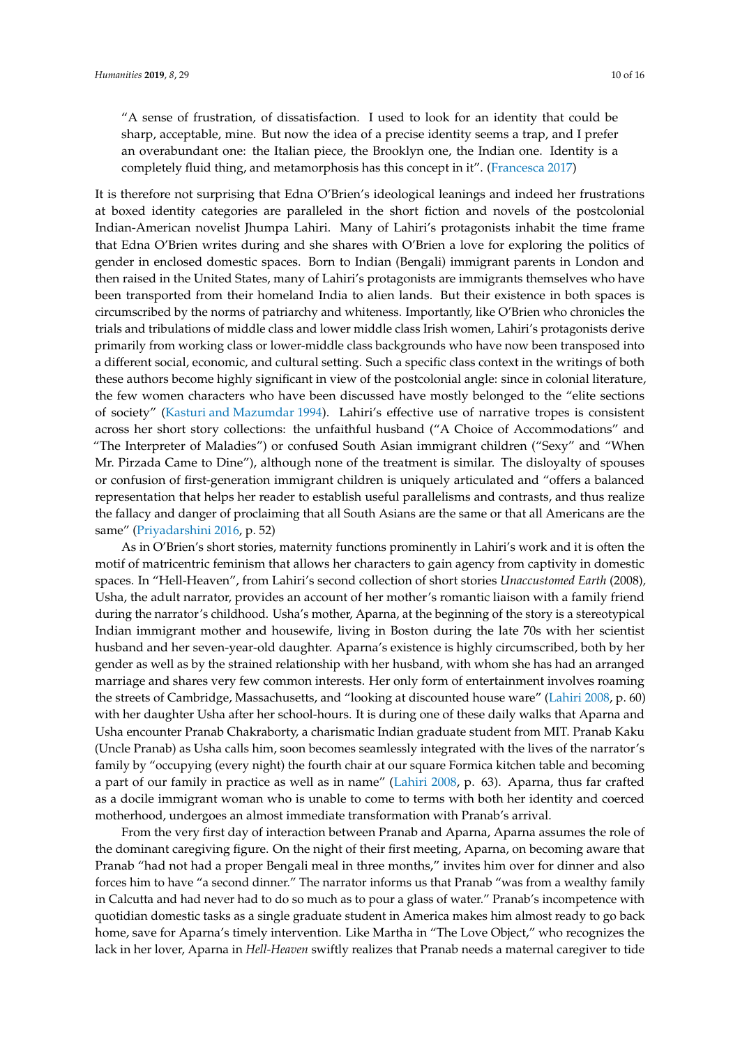> "A sense of frustration, of dissatisfaction. I used to look for an identity that could be sharp, acceptable, mine. But now the idea of a precise identity seems a trap, and I prefer an overabundant one: the Italian piece, the Brooklyn one, the Indian one. Identity is a completely fluid thing, and metamorphosis has this concept in it". (Francesca 2017)

It is therefore not surprising that Edna O'Brien's ideological leanings and indeed her frustrations at boxed identity categories are paralleled in the short fiction and novels of the postcolonial Indian-American novelist Jhumpa Lahiri. Many of Lahiri's protagonists inhabit the time frame that Edna O'Brien writes during and she shares with O'Brien a love for exploring the politics of gender in enclosed domestic spaces. Born to Indian (Bengali) immigrant parents in London and then raised in the United States, many of Lahiri's protagonists are immigrants themselves who have been transported from their homeland India to alien lands. But their existence in both spaces is circumscribed by the norms of patriarchy and whiteness. Importantly, like O'Brien who chronicles the trials and tribulations of middle class and lower middle class Irish women, Lahiri's protagonists derive primarily from working class or lower-middle class backgrounds who have now been transposed into a different social, economic, and cultural setting. Such a specific class context in the writings of both these authors become highly significant in view of the postcolonial angle: since in colonial literature, the few women characters who have been discussed have mostly belonged to the "elite sections of society" (Kasturi and Mazumdar 1994). Lahiri's effective use of narrative tropes is consistent across her short story collections: the unfaithful husband ("A Choice of Accommodations" and "The Interpreter of Maladies") or confused South Asian immigrant children ("Sexy" and "When Mr. Pirzada Came to Dine"), although none of the treatment is similar. The disloyalty of spouses or confusion of first-generation immigrant children is uniquely articulated and "offers a balanced representation that helps her reader to establish useful parallelisms and contrasts, and thus realize the fallacy and danger of proclaiming that all South Asians are the same or that all Americans are the same" (Priyadarshini 2016, p. 52)

As in O'Brien's short stories, maternity functions prominently in Lahiri's work and it is often the motif of matricentric feminism that allows her characters to gain agency from captivity in domestic spaces. In "Hell-Heaven", from Lahiri's second collection of short stories *Unaccustomed Earth* (2008), Usha, the adult narrator, provides an account of her mother's romantic liaison with a family friend during the narrator's childhood. Usha's mother, Aparna, at the beginning of the story is a stereotypical Indian immigrant mother and housewife, living in Boston during the late 70s with her scientist husband and her seven-year-old daughter. Aparna's existence is highly circumscribed, both by her gender as well as by the strained relationship with her husband, with whom she has had an arranged marriage and shares very few common interests. Her only form of entertainment involves roaming the streets of Cambridge, Massachusetts, and "looking at discounted house ware" (Lahiri 2008, p. 60) with her daughter Usha after her school-hours. It is during one of these daily walks that Aparna and Usha encounter Pranab Chakraborty, a charismatic Indian graduate student from MIT. Pranab Kaku (Uncle Pranab) as Usha calls him, soon becomes seamlessly integrated with the lives of the narrator's family by "occupying (every night) the fourth chair at our square Formica kitchen table and becoming a part of our family in practice as well as in name" (Lahiri 2008, p. 63). Aparna, thus far crafted as a docile immigrant woman who is unable to come to terms with both her identity and coerced motherhood, undergoes an almost immediate transformation with Pranab's arrival.

From the very first day of interaction between Pranab and Aparna, Aparna assumes the role of the dominant caregiving figure. On the night of their first meeting, Aparna, on becoming aware that Pranab "had not had a proper Bengali meal in three months," invites him over for dinner and also forces him to have "a second dinner." The narrator informs us that Pranab "was from a wealthy family in Calcutta and had never had to do so much as to pour a glass of water." Pranab's incompetence with quotidian domestic tasks as a single graduate student in America makes him almost ready to go back home, save for Aparna's timely intervention. Like Martha in "The Love Object," who recognizes the lack in her lover, Aparna in *Hell-Heaven* swiftly realizes that Pranab needs a maternal caregiver to tide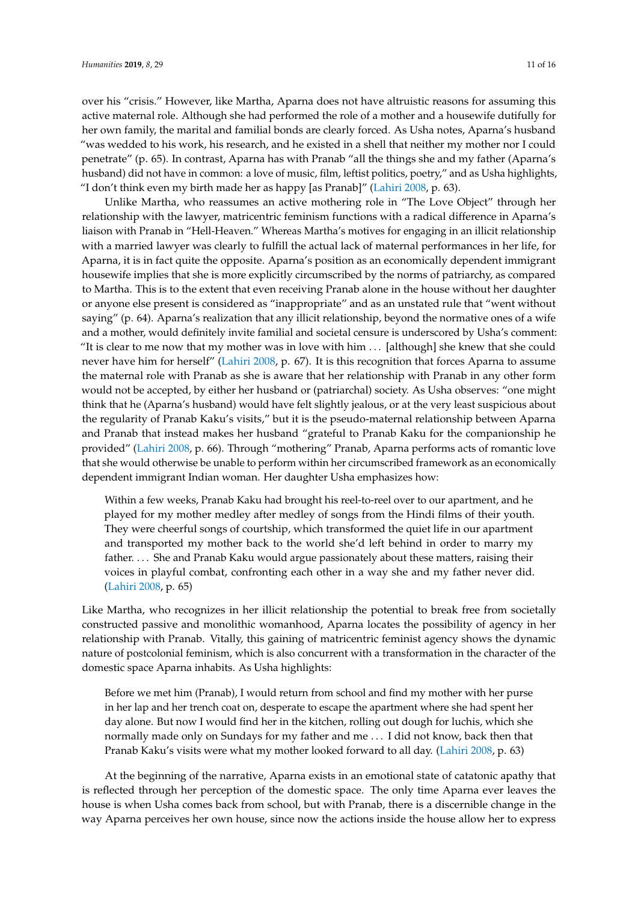over his "crisis." However, like Martha, Aparna does not have altruistic reasons for assuming this active maternal role. Although she had performed the role of a mother and a housewife dutifully for her own family, the marital and familial bonds are clearly forced. As Usha notes, Aparna's husband "was wedded to his work, his research, and he existed in a shell that neither my mother nor I could penetrate" (p. 65). In contrast, Aparna has with Pranab "all the things she and my father (Aparna's husband) did not have in common: a love of music, film, leftist politics, poetry," and as Usha highlights, "I don't think even my birth made her as happy [as Pranab]" (Lahiri 2008, p. 63).

Unlike Martha, who reassumes an active mothering role in "The Love Object" through her relationship with the lawyer, matricentric feminism functions with a radical difference in Aparna's liaison with Pranab in "Hell-Heaven." Whereas Martha's motives for engaging in an illicit relationship with a married lawyer was clearly to fulfill the actual lack of maternal performances in her life, for Aparna, it is in fact quite the opposite. Aparna's position as an economically dependent immigrant housewife implies that she is more explicitly circumscribed by the norms of patriarchy, as compared to Martha. This is to the extent that even receiving Pranab alone in the house without her daughter or anyone else present is considered as "inappropriate" and as an unstated rule that "went without saying" (p. 64). Aparna's realization that any illicit relationship, beyond the normative ones of a wife and a mother, would definitely invite familial and societal censure is underscored by Usha's comment: "It is clear to me now that my mother was in love with him ... [although] she knew that she could never have him for herself" (Lahiri 2008, p. 67). It is this recognition that forces Aparna to assume the maternal role with Pranab as she is aware that her relationship with Pranab in any other form would not be accepted, by either her husband or (patriarchal) society. As Usha observes: "one might think that he (Aparna's husband) would have felt slightly jealous, or at the very least suspicious about the regularity of Pranab Kaku's visits," but it is the pseudo-maternal relationship between Aparna and Pranab that instead makes her husband "grateful to Pranab Kaku for the companionship he provided" (Lahiri 2008, p. 66). Through "mothering" Pranab, Aparna performs acts of romantic love that she would otherwise be unable to perform within her circumscribed framework as an economically dependent immigrant Indian woman. Her daughter Usha emphasizes how:

> Within a few weeks, Pranab Kaku had brought his reel-to-reel over to our apartment, and he played for my mother medley after medley of songs from the Hindi films of their youth. They were cheerful songs of courtship, which transformed the quiet life in our apartment and transported my mother back to the world she'd left behind in order to marry my father. ... She and Pranab Kaku would argue passionately about these matters, raising their voices in playful combat, confronting each other in a way she and my father never did. (Lahiri 2008, p. 65)

Like Martha, who recognizes in her illicit relationship the potential to break free from societally constructed passive and monolithic womanhood, Aparna locates the possibility of agency in her relationship with Pranab. Vitally, this gaining of matricentric feminist agency shows the dynamic nature of postcolonial feminism, which is also concurrent with a transformation in the character of the domestic space Aparna inhabits. As Usha highlights:

> Before we met him (Pranab), I would return from school and find my mother with her purse in her lap and her trench coat on, desperate to escape the apartment where she had spent her day alone. But now I would find her in the kitchen, rolling out dough for luchis, which she normally made only on Sundays for my father and me ... I did not know, back then that Pranab Kaku's visits were what my mother looked forward to all day. (Lahiri 2008, p. 63)

At the beginning of the narrative, Aparna exists in an emotional state of catatonic apathy that is reflected through her perception of the domestic space. The only time Aparna ever leaves the house is when Usha comes back from school, but with Pranab, there is a discernible change in the way Aparna perceives her own house, since now the actions inside the house allow her to express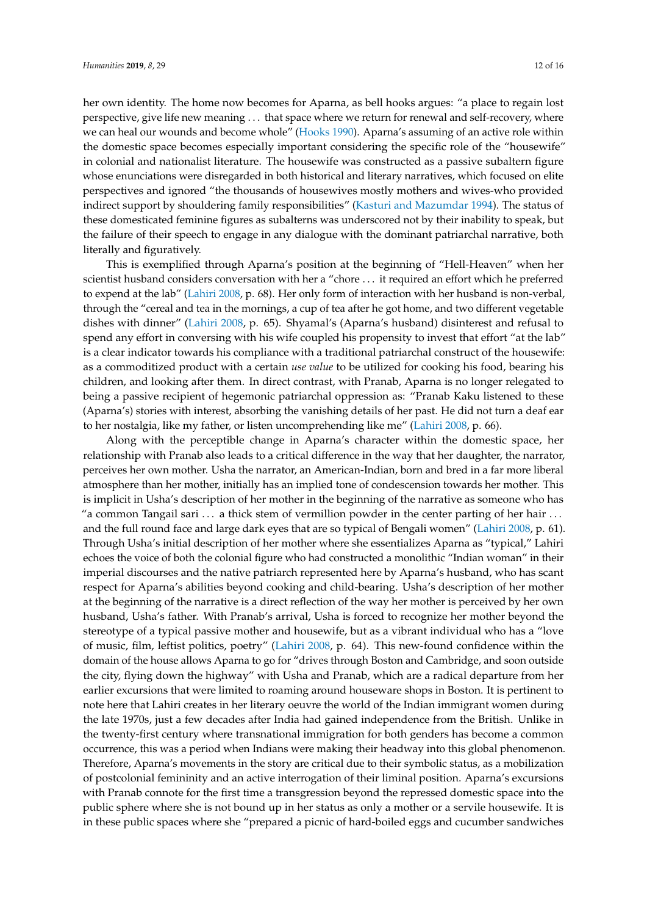her own identity. The home now becomes for Aparna, as bell hooks argues: "a place to regain lost perspective, give life new meaning . . . that space where we return for renewal and self-recovery, where we can heal our wounds and become whole" (Hooks 1990). Aparna's assuming of an active role within the domestic space becomes especially important considering the specific role of the "housewife" in colonial and nationalist literature. The housewife was constructed as a passive subaltern figure whose enunciations were disregarded in both historical and literary narratives, which focused on elite perspectives and ignored "the thousands of housewives mostly mothers and wives-who provided indirect support by shouldering family responsibilities" (Kasturi and Mazumdar 1994). The status of these domesticated feminine figures as subalterns was underscored not by their inability to speak, but the failure of their speech to engage in any dialogue with the dominant patriarchal narrative, both literally and figuratively.

This is exemplified through Aparna's position at the beginning of "Hell-Heaven" when her scientist husband considers conversation with her a "chore . . . it required an effort which he preferred to expend at the lab" (Lahiri 2008, p. 68). Her only form of interaction with her husband is non-verbal, through the "cereal and tea in the mornings, a cup of tea after he got home, and two different vegetable dishes with dinner" (Lahiri 2008, p. 65). Shyamal's (Aparna's husband) disinterest and refusal to spend any effort in conversing with his wife coupled his propensity to invest that effort "at the lab" is a clear indicator towards his compliance with a traditional patriarchal construct of the housewife: as a commoditized product with a certain *use value* to be utilized for cooking his food, bearing his children, and looking after them. In direct contrast, with Pranab, Aparna is no longer relegated to being a passive recipient of hegemonic patriarchal oppression as: "Pranab Kaku listened to these (Aparna's) stories with interest, absorbing the vanishing details of her past. He did not turn a deaf ear to her nostalgia, like my father, or listen uncomprehending like me" (Lahiri 2008, p. 66).

Along with the perceptible change in Aparna's character within the domestic space, her relationship with Pranab also leads to a critical difference in the way that her daughter, the narrator, perceives her own mother. Usha the narrator, an American-Indian, born and bred in a far more liberal atmosphere than her mother, initially has an implied tone of condescension towards her mother. This is implicit in Usha's description of her mother in the beginning of the narrative as someone who has "a common Tangail sari . . . a thick stem of vermillion powder in the center parting of her hair . . . and the full round face and large dark eyes that are so typical of Bengali women" (Lahiri 2008, p. 61). Through Usha's initial description of her mother where she essentializes Aparna as "typical," Lahiri echoes the voice of both the colonial figure who had constructed a monolithic "Indian woman" in their imperial discourses and the native patriarch represented here by Aparna's husband, who has scant respect for Aparna's abilities beyond cooking and child-bearing. Usha's description of her mother at the beginning of the narrative is a direct reflection of the way her mother is perceived by her own husband, Usha's father. With Pranab's arrival, Usha is forced to recognize her mother beyond the stereotype of a typical passive mother and housewife, but as a vibrant individual who has a "love of music, film, leftist politics, poetry" (Lahiri 2008, p. 64). This new-found confidence within the domain of the house allows Aparna to go for "drives through Boston and Cambridge, and soon outside the city, flying down the highway" with Usha and Pranab, which are a radical departure from her earlier excursions that were limited to roaming around houseware shops in Boston. It is pertinent to note here that Lahiri creates in her literary oeuvre the world of the Indian immigrant women during the late 1970s, just a few decades after India had gained independence from the British. Unlike in the twenty-first century where transnational immigration for both genders has become a common occurrence, this was a period when Indians were making their headway into this global phenomenon. Therefore, Aparna's movements in the story are critical due to their symbolic status, as a mobilization of postcolonial femininity and an active interrogation of their liminal position. Aparna's excursions with Pranab connote for the first time a transgression beyond the repressed domestic space into the public sphere where she is not bound up in her status as only a mother or a servile housewife. It is in these public spaces where she "prepared a picnic of hard-boiled eggs and cucumber sandwiches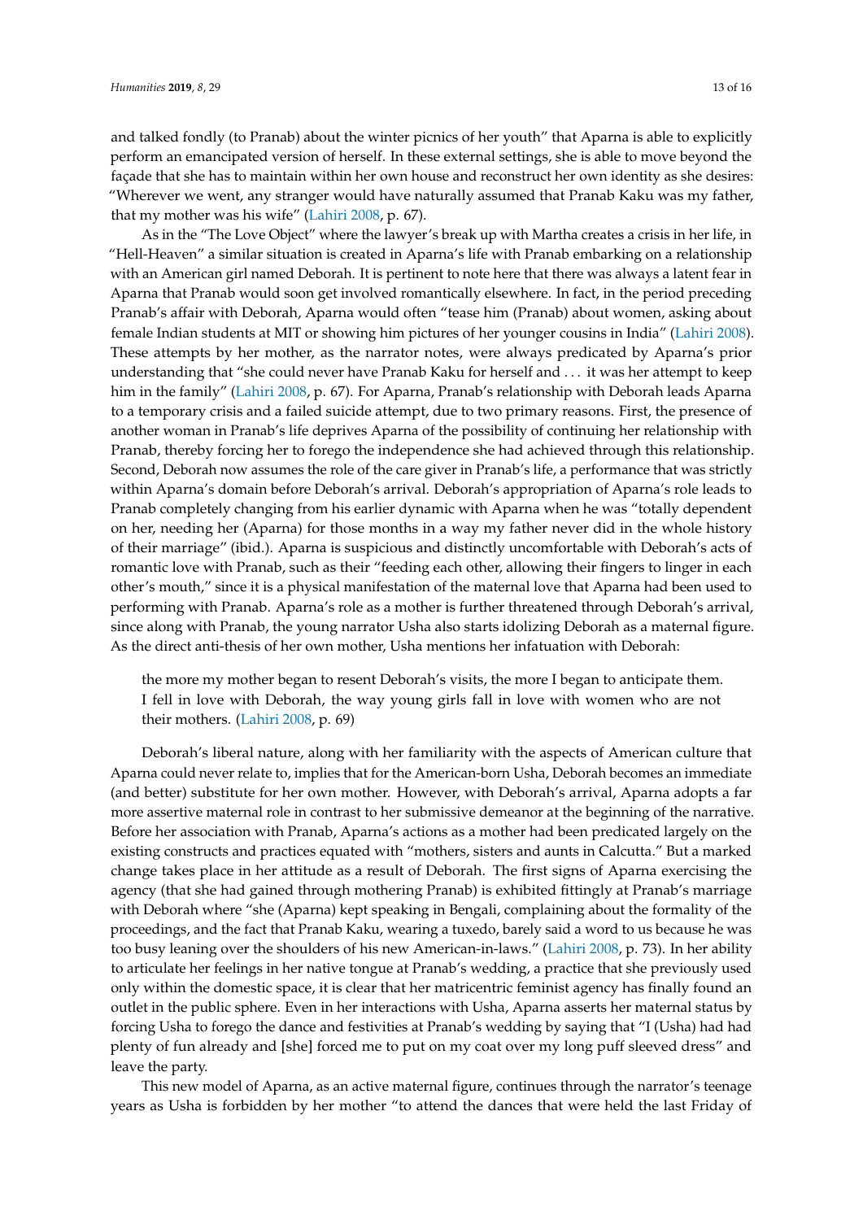and talked fondly (to Pranab) about the winter picnics of her youth" that Aparna is able to explicitly perform an emancipated version of herself. In these external settings, she is able to move beyond the façade that she has to maintain within her own house and reconstruct her own identity as she desires: "Wherever we went, any stranger would have naturally assumed that Pranab Kaku was my father, that my mother was his wife" (Lahiri 2008, p. 67).

As in the "The Love Object" where the lawyer's break up with Martha creates a crisis in her life, in "Hell-Heaven" a similar situation is created in Aparna's life with Pranab embarking on a relationship with an American girl named Deborah. It is pertinent to note here that there was always a latent fear in Aparna that Pranab would soon get involved romantically elsewhere. In fact, in the period preceding Pranab's affair with Deborah, Aparna would often "tease him (Pranab) about women, asking about female Indian students at MIT or showing him pictures of her younger cousins in India" (Lahiri 2008). These attempts by her mother, as the narrator notes, were always predicated by Aparna's prior understanding that "she could never have Pranab Kaku for herself and . . . it was her attempt to keep him in the family" (Lahiri 2008, p. 67). For Aparna, Pranab's relationship with Deborah leads Aparna to a temporary crisis and a failed suicide attempt, due to two primary reasons. First, the presence of another woman in Pranab's life deprives Aparna of the possibility of continuing her relationship with Pranab, thereby forcing her to forego the independence she had achieved through this relationship. Second, Deborah now assumes the role of the care giver in Pranab's life, a performance that was strictly within Aparna's domain before Deborah's arrival. Deborah's appropriation of Aparna's role leads to Pranab completely changing from his earlier dynamic with Aparna when he was "totally dependent on her, needing her (Aparna) for those months in a way my father never did in the whole history of their marriage" (ibid.). Aparna is suspicious and distinctly uncomfortable with Deborah's acts of romantic love with Pranab, such as their "feeding each other, allowing their fingers to linger in each other's mouth," since it is a physical manifestation of the maternal love that Aparna had been used to performing with Pranab. Aparna's role as a mother is further threatened through Deborah's arrival, since along with Pranab, the young narrator Usha also starts idolizing Deborah as a maternal figure. As the direct anti-thesis of her own mother, Usha mentions her infatuation with Deborah:

> the more my mother began to resent Deborah's visits, the more I began to anticipate them. I fell in love with Deborah, the way young girls fall in love with women who are not their mothers. (Lahiri 2008, p. 69)

Deborah's liberal nature, along with her familiarity with the aspects of American culture that Aparna could never relate to, implies that for the American-born Usha, Deborah becomes an immediate (and better) substitute for her own mother. However, with Deborah's arrival, Aparna adopts a far more assertive maternal role in contrast to her submissive demeanor at the beginning of the narrative. Before her association with Pranab, Aparna's actions as a mother had been predicated largely on the existing constructs and practices equated with "mothers, sisters and aunts in Calcutta." But a marked change takes place in her attitude as a result of Deborah. The first signs of Aparna exercising the agency (that she had gained through mothering Pranab) is exhibited fittingly at Pranab's marriage with Deborah where "she (Aparna) kept speaking in Bengali, complaining about the formality of the proceedings, and the fact that Pranab Kaku, wearing a tuxedo, barely said a word to us because he was too busy leaning over the shoulders of his new American-in-laws." (Lahiri 2008, p. 73). In her ability to articulate her feelings in her native tongue at Pranab's wedding, a practice that she previously used only within the domestic space, it is clear that her matricentric feminist agency has finally found an outlet in the public sphere. Even in her interactions with Usha, Aparna asserts her maternal status by forcing Usha to forego the dance and festivities at Pranab's wedding by saying that "I (Usha) had had plenty of fun already and [she] forced me to put on my coat over my long puff sleeved dress" and leave the party.

This new model of Aparna, as an active maternal figure, continues through the narrator's teenage years as Usha is forbidden by her mother "to attend the dances that were held the last Friday of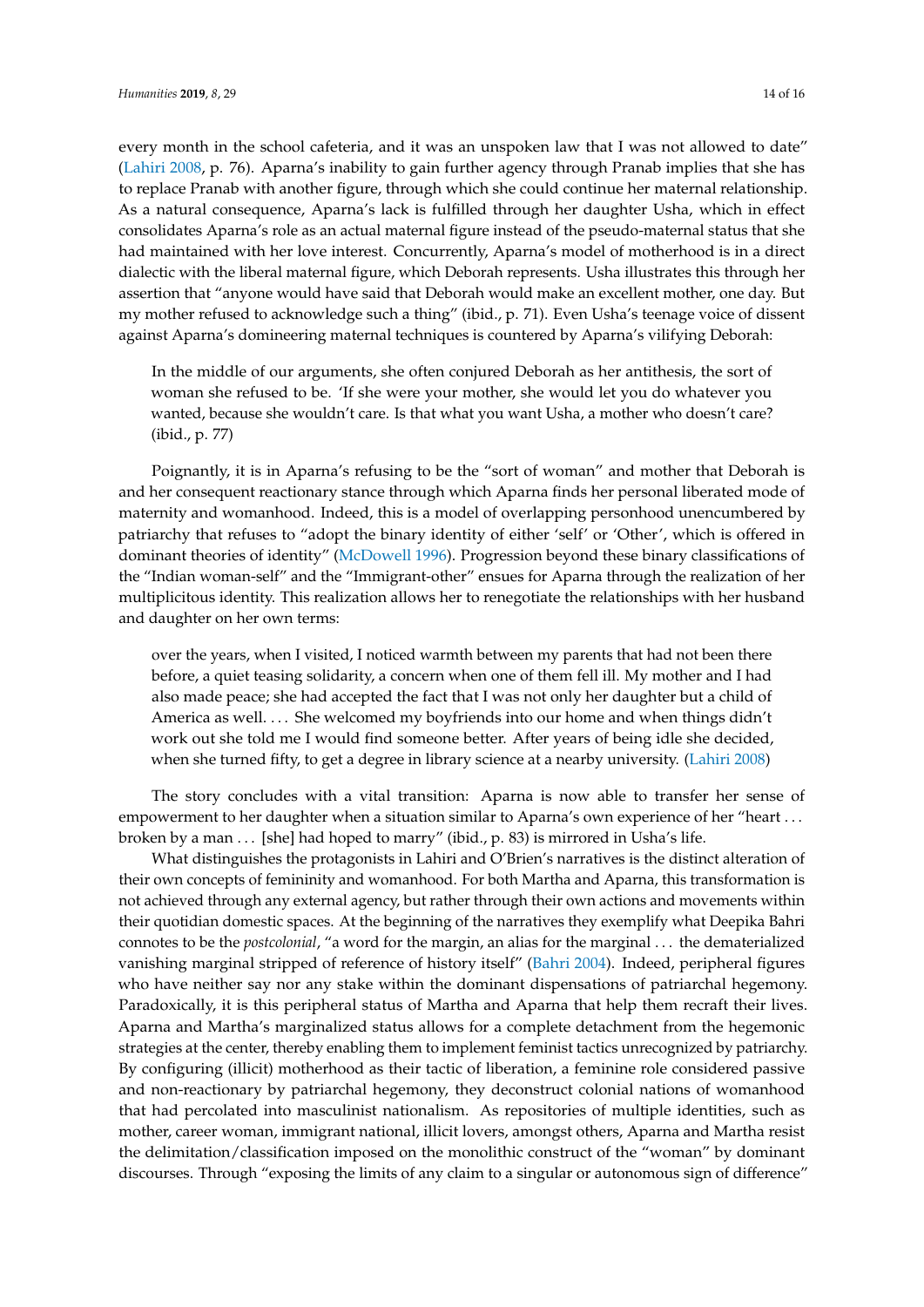every month in the school cafeteria, and it was an unspoken law that I was not allowed to date" (Lahiri 2008, p. 76). Aparna's inability to gain further agency through Pranab implies that she has to replace Pranab with another figure, through which she could continue her maternal relationship. As a natural consequence, Aparna's lack is fulfilled through her daughter Usha, which in effect consolidates Aparna's role as an actual maternal figure instead of the pseudo-maternal status that she had maintained with her love interest. Concurrently, Aparna's model of motherhood is in a direct dialectic with the liberal maternal figure, which Deborah represents. Usha illustrates this through her assertion that "anyone would have said that Deborah would make an excellent mother, one day. But my mother refused to acknowledge such a thing" (ibid., p. 71). Even Usha's teenage voice of dissent against Aparna's domineering maternal techniques is countered by Aparna's vilifying Deborah:

> In the middle of our arguments, she often conjured Deborah as her antithesis, the sort of woman she refused to be. 'If she were your mother, she would let you do whatever you wanted, because she wouldn't care. Is that what you want Usha, a mother who doesn't care? (ibid., p. 77)

Poignantly, it is in Aparna's refusing to be the "sort of woman" and mother that Deborah is and her consequent reactionary stance through which Aparna finds her personal liberated mode of maternity and womanhood. Indeed, this is a model of overlapping personhood unencumbered by patriarchy that refuses to "adopt the binary identity of either 'self' or 'Other', which is offered in dominant theories of identity" (McDowell 1996). Progression beyond these binary classifications of the "Indian woman-self" and the "Immigrant-other" ensues for Aparna through the realization of her multiplicitous identity. This realization allows her to renegotiate the relationships with her husband and daughter on her own terms:

> over the years, when I visited, I noticed warmth between my parents that had not been there before, a quiet teasing solidarity, a concern when one of them fell ill. My mother and I had also made peace; she had accepted the fact that I was not only her daughter but a child of America as well. ... She welcomed my boyfriends into our home and when things didn't work out she told me I would find someone better. After years of being idle she decided, when she turned fifty, to get a degree in library science at a nearby university. (Lahiri 2008)

The story concludes with a vital transition: Aparna is now able to transfer her sense of empowerment to her daughter when a situation similar to Aparna's own experience of her "heart ... broken by a man ... [she] had hoped to marry" (ibid., p. 83) is mirrored in Usha's life.

What distinguishes the protagonists in Lahiri and O'Brien's narratives is the distinct alteration of their own concepts of femininity and womanhood. For both Martha and Aparna, this transformation is not achieved through any external agency, but rather through their own actions and movements within their quotidian domestic spaces. At the beginning of the narratives they exemplify what Deepika Bahri connotes to be the *postcolonial*, "a word for the margin, an alias for the marginal ... the dematerialized vanishing marginal stripped of reference of history itself" (Bahri 2004). Indeed, peripheral figures who have neither say nor any stake within the dominant dispensations of patriarchal hegemony. Paradoxically, it is this peripheral status of Martha and Aparna that help them recraft their lives. Aparna and Martha's marginalized status allows for a complete detachment from the hegemonic strategies at the center, thereby enabling them to implement feminist tactics unrecognized by patriarchy. By configuring (illicit) motherhood as their tactic of liberation, a feminine role considered passive and non-reactionary by patriarchal hegemony, they deconstruct colonial nations of womanhood that had percolated into masculinist nationalism. As repositories of multiple identities, such as mother, career woman, immigrant national, illicit lovers, amongst others, Aparna and Martha resist the delimitation/classification imposed on the monolithic construct of the "woman" by dominant discourses. Through "exposing the limits of any claim to a singular or autonomous sign of difference"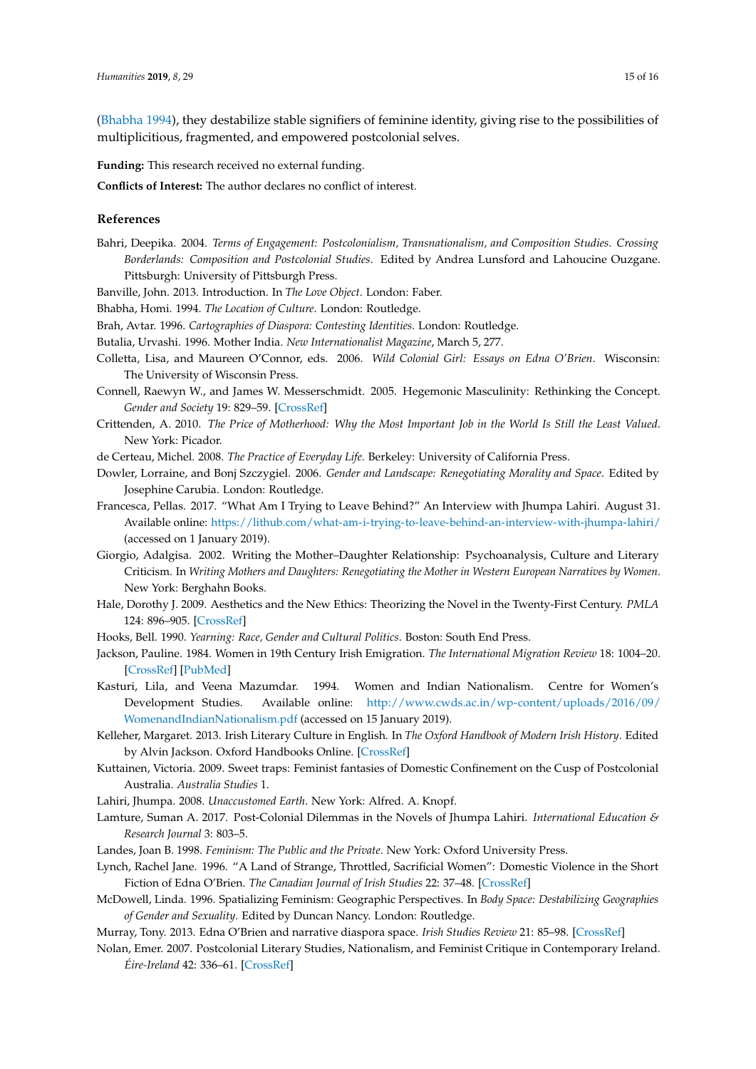(Bhabha 1994), they destabilize stable signifiers of feminine identity, giving rise to the possibilities of multiplicitious, fragmented, and empowered postcolonial selves.

**Funding:** This research received no external funding.

**Conflicts of Interest:** The author declares no conflict of interest.

## References

Bahri, Deepika. 2004. *Terms of Engagement: Postcolonialism, Transnationalism, and Composition Studies. Crossing Borderlands: Composition and Postcolonial Studies*. Edited by Andrea Lunsford and Lahoucine Ouzgane. Pittsburgh: University of Pittsburgh Press.

Banville, John. 2013. Introduction. In *The Love Object*. London: Faber.

Bhabha, Homi. 1994. *The Location of Culture*. London: Routledge.

Brah, Avtar. 1996. *Cartographies of Diaspora: Contesting Identities*. London: Routledge.

Butalia, Urvashi. 1996. Mother India. *New Internationalist Magazine*, March 5, 277.

Colletta, Lisa, and Maureen O'Connor, eds. 2006. *Wild Colonial Girl: Essays on Edna O'Brien*. Wisconsin: The University of Wisconsin Press.

Connell, Raewyn W., and James W. Messerschmidt. 2005. Hegemonic Masculinity: Rethinking the Concept. *Gender and Society* 19: 829–59. [CrossRef]

Crittenden, A. 2010. *The Price of Motherhood: Why the Most Important Job in the World Is Still the Least Valued*. New York: Picador.

de Certeau, Michel. 2008. *The Practice of Everyday Life*. Berkeley: University of California Press.

Dowler, Lorraine, and Bonj Szczygiel. 2006. *Gender and Landscape: Renegotiating Morality and Space*. Edited by Josephine Carubia. London: Routledge.

Francesca, Pellas. 2017. "What Am I Trying to Leave Behind?" An Interview with Jhumpa Lahiri. August 31. Available online: https://lithub.com/what-am-i-trying-to-leave-behind-an-interview-with-jhumpa-lahiri/ (accessed on 1 January 2019).

Giorgio, Adalgisa. 2002. Writing the Mother–Daughter Relationship: Psychoanalysis, Culture and Literary Criticism. In *Writing Mothers and Daughters: Renegotiating the Mother in Western European Narratives by Women*. New York: Berghahn Books.

Hale, Dorothy J. 2009. Aesthetics and the New Ethics: Theorizing the Novel in the Twenty-First Century. *PMLA* 124: 896–905. [CrossRef]

Hooks, Bell. 1990. *Yearning: Race, Gender and Cultural Politics*. Boston: South End Press.

Jackson, Pauline. 1984. Women in 19th Century Irish Emigration. *The International Migration Review* 18: 1004–20. [CrossRef] [PubMed]

Kasturi, Lila, and Veena Mazumdar. 1994. Women and Indian Nationalism. Centre for Women's Development Studies. Available online: http://www.cwds.ac.in/wp-content/uploads/2016/09/WomenandIndianNationalism.pdf (accessed on 15 January 2019).

Kelleher, Margaret. 2013. Irish Literary Culture in English. In *The Oxford Handbook of Modern Irish History*. Edited by Alvin Jackson. Oxford Handbooks Online. [CrossRef]

Kuttainen, Victoria. 2009. Sweet traps: Feminist fantasies of Domestic Confinement on the Cusp of Postcolonial Australia. *Australia Studies* 1.

Lahiri, Jhumpa. 2008. *Unaccustomed Earth*. New York: Alfred. A. Knopf.

Lamture, Suman A. 2017. Post-Colonial Dilemmas in the Novels of Jhumpa Lahiri. *International Education & Research Journal* 3: 803–5.

Landes, Joan B. 1998. *Feminism: The Public and the Private*. New York: Oxford University Press.

Lynch, Rachel Jane. 1996. "A Land of Strange, Throttled, Sacrificial Women": Domestic Violence in the Short Fiction of Edna O'Brien. *The Canadian Journal of Irish Studies* 22: 37–48. [CrossRef]

McDowell, Linda. 1996. Spatializing Feminism: Geographic Perspectives. In *Body Space: Destabilizing Geographies of Gender and Sexuality*. Edited by Duncan Nancy. London: Routledge.

Murray, Tony. 2013. Edna O'Brien and narrative diaspora space. *Irish Studies Review* 21: 85–98. [CrossRef]

Nolan, Emer. 2007. Postcolonial Literary Studies, Nationalism, and Feminist Critique in Contemporary Ireland. *Éire-Ireland* 42: 336–61. [CrossRef]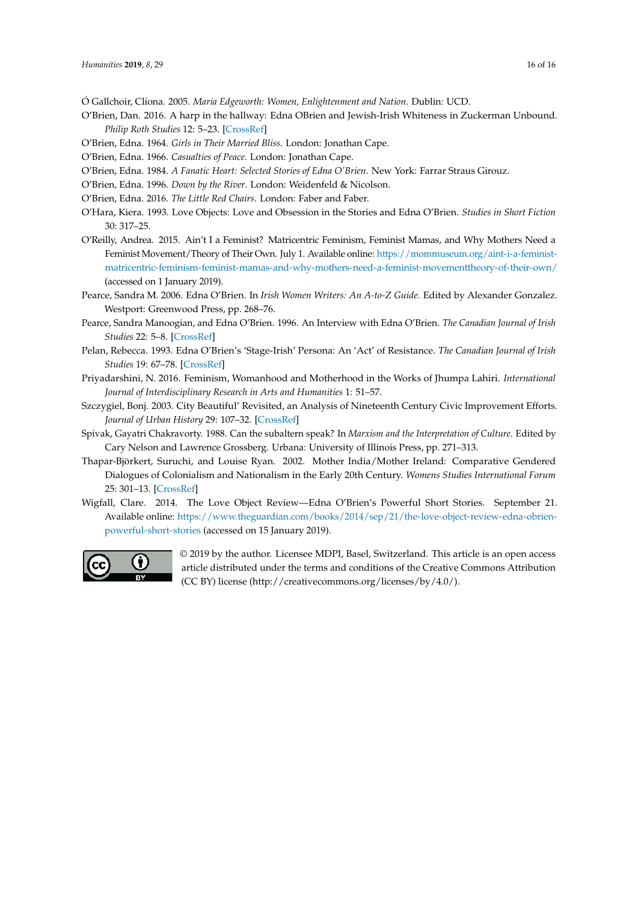Ó Gallchoir, Clíona. 2005. *Maria Edgeworth: Women, Enlightenment and Nation*. Dublin: UCD.

O'Brien, Dan. 2016. A harp in the hallway: Edna OBrien and Jewish-Irish Whiteness in Zuckerman Unbound. *Philip Roth Studies* 12: 5–23. [CrossRef]

O'Brien, Edna. 1964. *Girls in Their Married Bliss*. London: Jonathan Cape.

O'Brien, Edna. 1966. *Casualties of Peace*. London: Jonathan Cape.

O'Brien, Edna. 1984. *A Fanatic Heart: Selected Stories of Edna O'Brien*. New York: Farrar Straus Girouz.

O'Brien, Edna. 1996. *Down by the River*. London: Weidenfeld & Nicolson.

O'Brien, Edna. 2016. *The Little Red Chairs*. London: Faber and Faber.

O'Hara, Kiera. 1993. Love Objects: Love and Obsession in the Stories and Edna O'Brien. *Studies in Short Fiction* 30: 317–25.

O'Reilly, Andrea. 2015. Ain't I a Feminist? Matricentric Feminism, Feminist Mamas, and Why Mothers Need a Feminist Movement/Theory of Their Own. July 1. Available online: https://mommuseum.org/aint-i-a-feminist-matricentric-feminism-feminist-mamas-and-why-mothers-need-a-feminist-movementtheory-of-their-own/ (accessed on 1 January 2019).

Pearce, Sandra M. 2006. Edna O'Brien. In *Irish Women Writers: An A-to-Z Guide*. Edited by Alexander Gonzalez. Westport: Greenwood Press, pp. 268–76.

Pearce, Sandra Manoogian, and Edna O'Brien. 1996. An Interview with Edna O'Brien. *The Canadian Journal of Irish Studies* 22: 5–8. [CrossRef]

Pelan, Rebecca. 1993. Edna O'Brien's 'Stage-Irish' Persona: An 'Act' of Resistance. *The Canadian Journal of Irish Studies* 19: 67–78. [CrossRef]

Priyadarshini, N. 2016. Feminism, Womanhood and Motherhood in the Works of Jhumpa Lahiri. *International Journal of Interdisciplinary Research in Arts and Humanities* 1: 51–57.

Szczygiel, Bonj. 2003. City Beautiful' Revisited, an Analysis of Nineteenth Century Civic Improvement Efforts. *Journal of Urban History* 29: 107–32. [CrossRef]

Spivak, Gayatri Chakravorty. 1988. Can the subaltern speak? In *Marxism and the Interpretation of Culture*. Edited by Cary Nelson and Lawrence Grossberg. Urbana: University of Illinois Press, pp. 271–313.

Thapar-Björkert, Suruchi, and Louise Ryan. 2002. Mother India/Mother Ireland: Comparative Gendered Dialogues of Colonialism and Nationalism in the Early 20th Century. *Womens Studies International Forum* 25: 301–13. [CrossRef]

Wigfall, Clare. 2014. The Love Object Review—Edna O'Brien's Powerful Short Stories. September 21. Available online: https://www.theguardian.com/books/2014/sep/21/the-love-object-review-edna-obrien-powerful-short-stories (accessed on 15 January 2019).

© 2019 by the author. Licensee MDPI, Basel, Switzerland. This article is an open access article distributed under the terms and conditions of the Creative Commons Attribution (CC BY) license (http://creativecommons.org/licenses/by/4.0/).